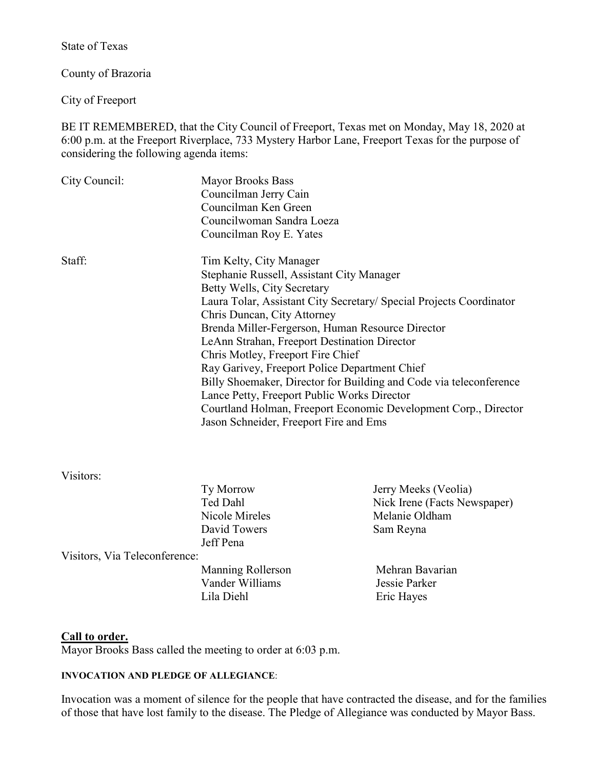State of Texas

County of Brazoria

City of Freeport

BE IT REMEMBERED, that the City Council of Freeport, Texas met on Monday, May 18, 2020 at 6:00 p.m. at the Freeport Riverplace, 733 Mystery Harbor Lane, Freeport Texas for the purpose of considering the following agenda items:

City Council:
- Mayor Brooks Bass
- Councilman Jerry Cain
- Councilman Ken Green
- Councilwoman Sandra Loeza
- Councilman Roy E. Yates

Staff:
- Tim Kelty, City Manager
- Stephanie Russell, Assistant City Manager
- Betty Wells, City Secretary
- Laura Tolar, Assistant City Secretary/ Special Projects Coordinator
- Chris Duncan, City Attorney
- Brenda Miller-Fergerson, Human Resource Director
- LeAnn Strahan, Freeport Destination Director
- Chris Motley, Freeport Fire Chief
- Ray Garivey, Freeport Police Department Chief
- Billy Shoemaker, Director for Building and Code via teleconference
- Lance Petty, Freeport Public Works Director
- Courtland Holman, Freeport Economic Development Corp., Director
- Jason Schneider, Freeport Fire and Ems

Visitors:
- Ty Morrow
- Ted Dahl
- Nicole Mireles
- David Towers
- Jeff Pena
- Jerry Meeks (Veolia)
- Nick Irene (Facts Newspaper)
- Melanie Oldham
- Sam Reyna

Visitors, Via Teleconference:
- Manning Rollerson
- Vander Williams
- Lila Diehl
- Mehran Bavarian
- Jessie Parker
- Eric Hayes

**Call to order.**

Mayor Brooks Bass called the meeting to order at 6:03 p.m.

**INVOCATION AND PLEDGE OF ALLEGIANCE**:

Invocation was a moment of silence for the people that have contracted the disease, and for the families of those that have lost family to the disease. The Pledge of Allegiance was conducted by Mayor Bass.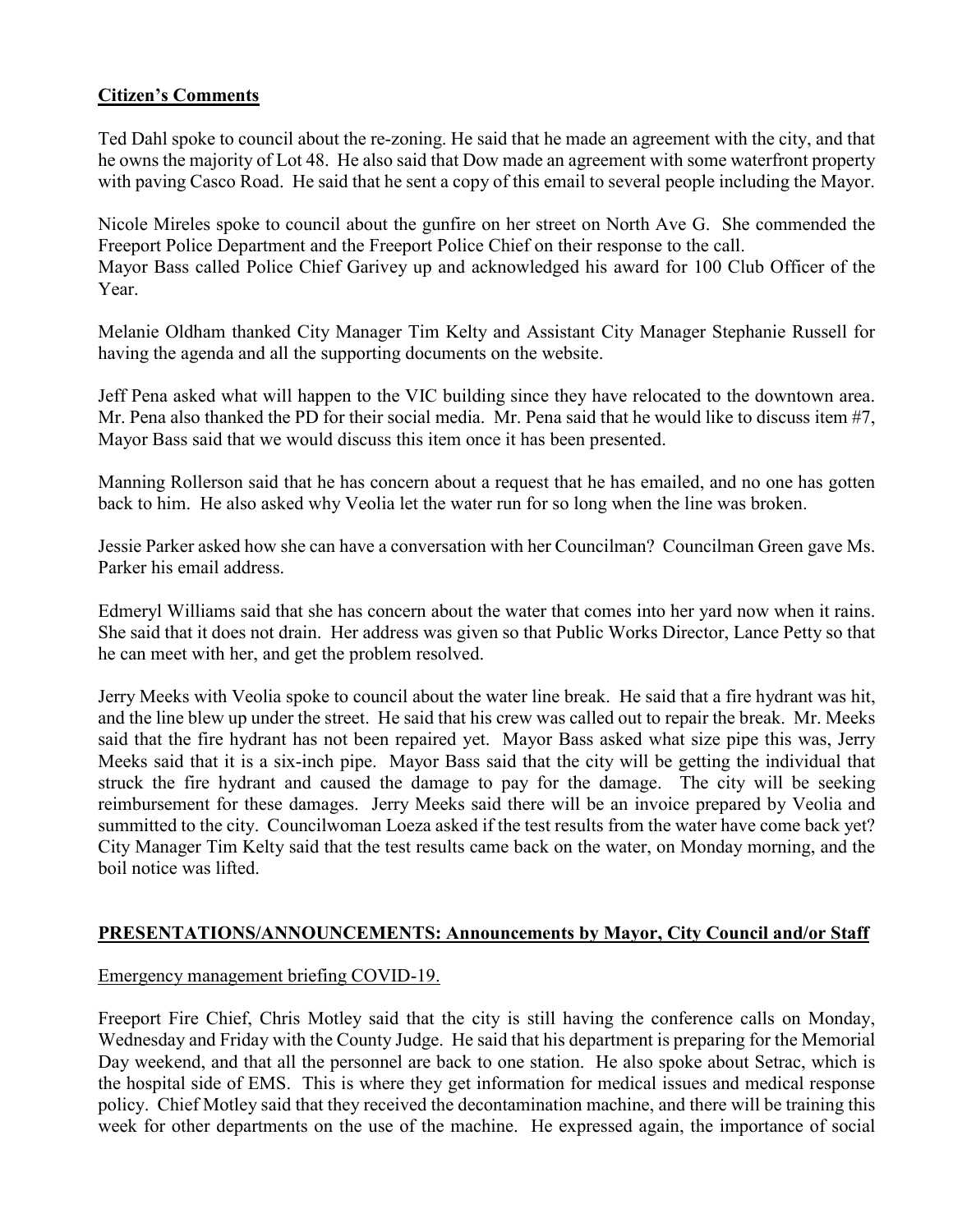## **Citizen's Comments**

Ted Dahl spoke to council about the re-zoning. He said that he made an agreement with the city, and that he owns the majority of Lot 48. He also said that Dow made an agreement with some waterfront property with paving Casco Road. He said that he sent a copy of this email to several people including the Mayor.

Nicole Mireles spoke to council about the gunfire on her street on North Ave G. She commended the Freeport Police Department and the Freeport Police Chief on their response to the call.
Mayor Bass called Police Chief Garivey up and acknowledged his award for 100 Club Officer of the Year.

Melanie Oldham thanked City Manager Tim Kelty and Assistant City Manager Stephanie Russell for having the agenda and all the supporting documents on the website.

Jeff Pena asked what will happen to the VIC building since they have relocated to the downtown area. Mr. Pena also thanked the PD for their social media. Mr. Pena said that he would like to discuss item #7, Mayor Bass said that we would discuss this item once it has been presented.

Manning Rollerson said that he has concern about a request that he has emailed, and no one has gotten back to him. He also asked why Veolia let the water run for so long when the line was broken.

Jessie Parker asked how she can have a conversation with her Councilman? Councilman Green gave Ms. Parker his email address.

Edmeryl Williams said that she has concern about the water that comes into her yard now when it rains. She said that it does not drain. Her address was given so that Public Works Director, Lance Petty so that he can meet with her, and get the problem resolved.

Jerry Meeks with Veolia spoke to council about the water line break. He said that a fire hydrant was hit, and the line blew up under the street. He said that his crew was called out to repair the break. Mr. Meeks said that the fire hydrant has not been repaired yet. Mayor Bass asked what size pipe this was, Jerry Meeks said that it is a six-inch pipe. Mayor Bass said that the city will be getting the individual that struck the fire hydrant and caused the damage to pay for the damage. The city will be seeking reimbursement for these damages. Jerry Meeks said there will be an invoice prepared by Veolia and summitted to the city. Councilwoman Loeza asked if the test results from the water have come back yet? City Manager Tim Kelty said that the test results came back on the water, on Monday morning, and the boil notice was lifted.

## **PRESENTATIONS/ANNOUNCEMENTS: Announcements by Mayor, City Council and/or Staff**

Emergency management briefing COVID-19.

Freeport Fire Chief, Chris Motley said that the city is still having the conference calls on Monday, Wednesday and Friday with the County Judge. He said that his department is preparing for the Memorial Day weekend, and that all the personnel are back to one station. He also spoke about Setrac, which is the hospital side of EMS. This is where they get information for medical issues and medical response policy. Chief Motley said that they received the decontamination machine, and there will be training this week for other departments on the use of the machine. He expressed again, the importance of social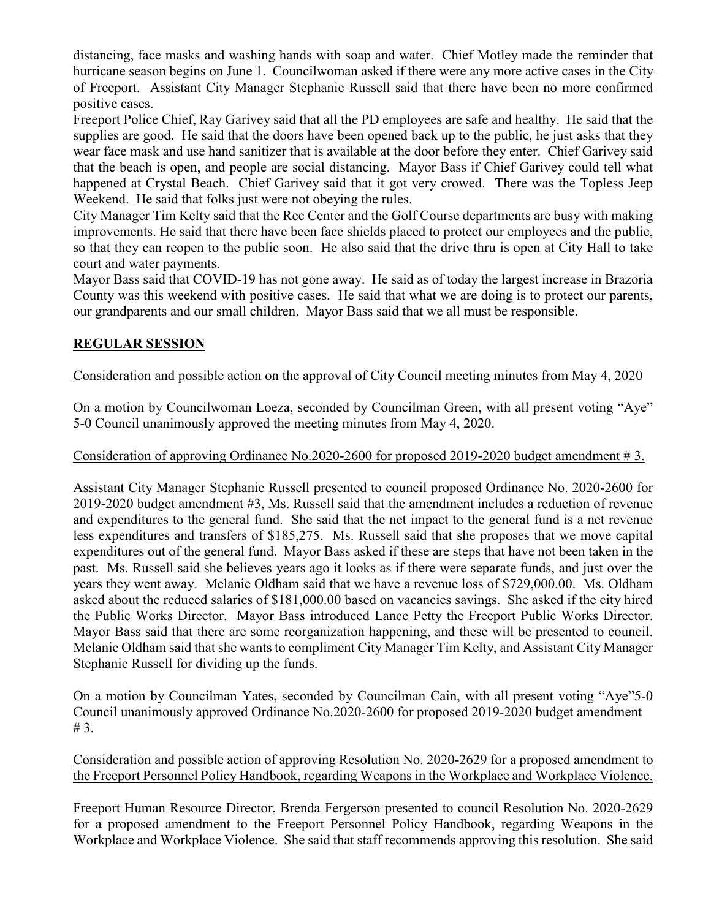distancing, face masks and washing hands with soap and water. Chief Motley made the reminder that hurricane season begins on June 1. Councilwoman asked if there were any more active cases in the City of Freeport. Assistant City Manager Stephanie Russell said that there have been no more confirmed positive cases.

Freeport Police Chief, Ray Garivey said that all the PD employees are safe and healthy. He said that the supplies are good. He said that the doors have been opened back up to the public, he just asks that they wear face mask and use hand sanitizer that is available at the door before they enter. Chief Garivey said that the beach is open, and people are social distancing. Mayor Bass if Chief Garivey could tell what happened at Crystal Beach. Chief Garivey said that it got very crowed. There was the Topless Jeep Weekend. He said that folks just were not obeying the rules.

City Manager Tim Kelty said that the Rec Center and the Golf Course departments are busy with making improvements. He said that there have been face shields placed to protect our employees and the public, so that they can reopen to the public soon. He also said that the drive thru is open at City Hall to take court and water payments.

Mayor Bass said that COVID-19 has not gone away. He said as of today the largest increase in Brazoria County was this weekend with positive cases. He said that what we are doing is to protect our parents, our grandparents and our small children. Mayor Bass said that we all must be responsible.

## REGULAR SESSION

Consideration and possible action on the approval of City Council meeting minutes from May 4, 2020

On a motion by Councilwoman Loeza, seconded by Councilman Green, with all present voting "Aye" 5-0 Council unanimously approved the meeting minutes from May 4, 2020.

Consideration of approving Ordinance No.2020-2600 for proposed 2019-2020 budget amendment # 3.

Assistant City Manager Stephanie Russell presented to council proposed Ordinance No. 2020-2600 for 2019-2020 budget amendment #3, Ms. Russell said that the amendment includes a reduction of revenue and expenditures to the general fund. She said that the net impact to the general fund is a net revenue less expenditures and transfers of $185,275. Ms. Russell said that she proposes that we move capital expenditures out of the general fund. Mayor Bass asked if these are steps that have not been taken in the past. Ms. Russell said she believes years ago it looks as if there were separate funds, and just over the years they went away. Melanie Oldham said that we have a revenue loss of $729,000.00. Ms. Oldham asked about the reduced salaries of $181,000.00 based on vacancies savings. She asked if the city hired the Public Works Director. Mayor Bass introduced Lance Petty the Freeport Public Works Director. Mayor Bass said that there are some reorganization happening, and these will be presented to council. Melanie Oldham said that she wants to compliment City Manager Tim Kelty, and Assistant City Manager Stephanie Russell for dividing up the funds.

On a motion by Councilman Yates, seconded by Councilman Cain, with all present voting "Aye"5-0 Council unanimously approved Ordinance No.2020-2600 for proposed 2019-2020 budget amendment # 3.

Consideration and possible action of approving Resolution No. 2020-2629 for a proposed amendment to the Freeport Personnel Policy Handbook, regarding Weapons in the Workplace and Workplace Violence.

Freeport Human Resource Director, Brenda Fergerson presented to council Resolution No. 2020-2629 for a proposed amendment to the Freeport Personnel Policy Handbook, regarding Weapons in the Workplace and Workplace Violence. She said that staff recommends approving this resolution. She said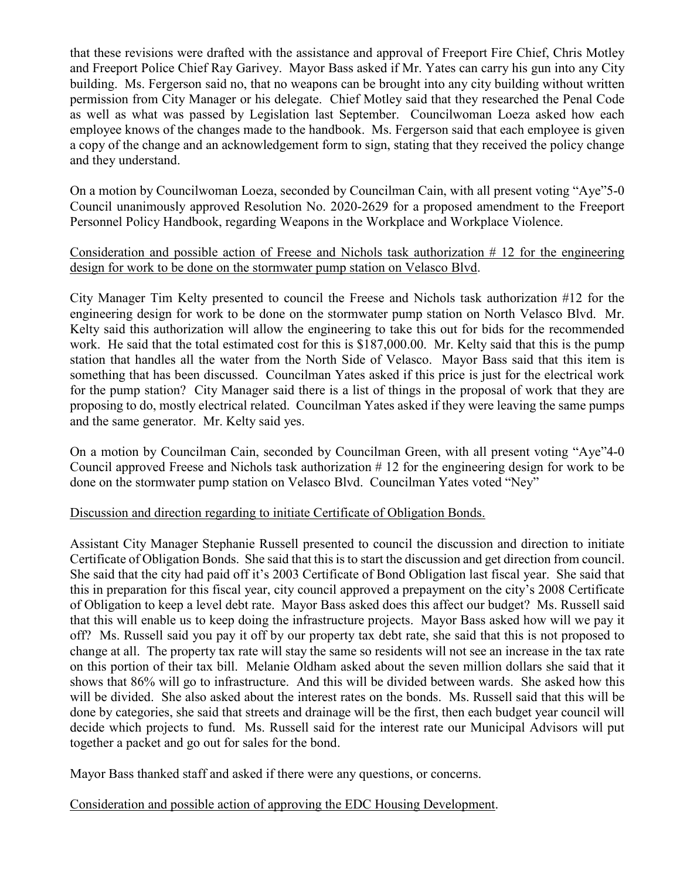that these revisions were drafted with the assistance and approval of Freeport Fire Chief, Chris Motley and Freeport Police Chief Ray Garivey. Mayor Bass asked if Mr. Yates can carry his gun into any City building. Ms. Fergerson said no, that no weapons can be brought into any city building without written permission from City Manager or his delegate. Chief Motley said that they researched the Penal Code as well as what was passed by Legislation last September. Councilwoman Loeza asked how each employee knows of the changes made to the handbook. Ms. Fergerson said that each employee is given a copy of the change and an acknowledgement form to sign, stating that they received the policy change and they understand.

On a motion by Councilwoman Loeza, seconded by Councilman Cain, with all present voting "Aye"5-0 Council unanimously approved Resolution No. 2020-2629 for a proposed amendment to the Freeport Personnel Policy Handbook, regarding Weapons in the Workplace and Workplace Violence.

<u>Consideration and possible action of Freese and Nichols task authorization # 12 for the engineering design for work to be done on the stormwater pump station on Velasco Blvd</u>.

City Manager Tim Kelty presented to council the Freese and Nichols task authorization #12 for the engineering design for work to be done on the stormwater pump station on North Velasco Blvd. Mr. Kelty said this authorization will allow the engineering to take this out for bids for the recommended work. He said that the total estimated cost for this is $187,000.00. Mr. Kelty said that this is the pump station that handles all the water from the North Side of Velasco. Mayor Bass said that this item is something that has been discussed. Councilman Yates asked if this price is just for the electrical work for the pump station? City Manager said there is a list of things in the proposal of work that they are proposing to do, mostly electrical related. Councilman Yates asked if they were leaving the same pumps and the same generator. Mr. Kelty said yes.

On a motion by Councilman Cain, seconded by Councilman Green, with all present voting "Aye"4-0 Council approved Freese and Nichols task authorization # 12 for the engineering design for work to be done on the stormwater pump station on Velasco Blvd. Councilman Yates voted "Ney"

<u>Discussion and direction regarding to initiate Certificate of Obligation Bonds.</u>

Assistant City Manager Stephanie Russell presented to council the discussion and direction to initiate Certificate of Obligation Bonds. She said that this is to start the discussion and get direction from council. She said that the city had paid off it's 2003 Certificate of Bond Obligation last fiscal year. She said that this in preparation for this fiscal year, city council approved a prepayment on the city's 2008 Certificate of Obligation to keep a level debt rate. Mayor Bass asked does this affect our budget? Ms. Russell said that this will enable us to keep doing the infrastructure projects. Mayor Bass asked how will we pay it off? Ms. Russell said you pay it off by our property tax debt rate, she said that this is not proposed to change at all. The property tax rate will stay the same so residents will not see an increase in the tax rate on this portion of their tax bill. Melanie Oldham asked about the seven million dollars she said that it shows that 86% will go to infrastructure. And this will be divided between wards. She asked how this will be divided. She also asked about the interest rates on the bonds. Ms. Russell said that this will be done by categories, she said that streets and drainage will be the first, then each budget year council will decide which projects to fund. Ms. Russell said for the interest rate our Municipal Advisors will put together a packet and go out for sales for the bond.

Mayor Bass thanked staff and asked if there were any questions, or concerns.

<u>Consideration and possible action of approving the EDC Housing Development</u>.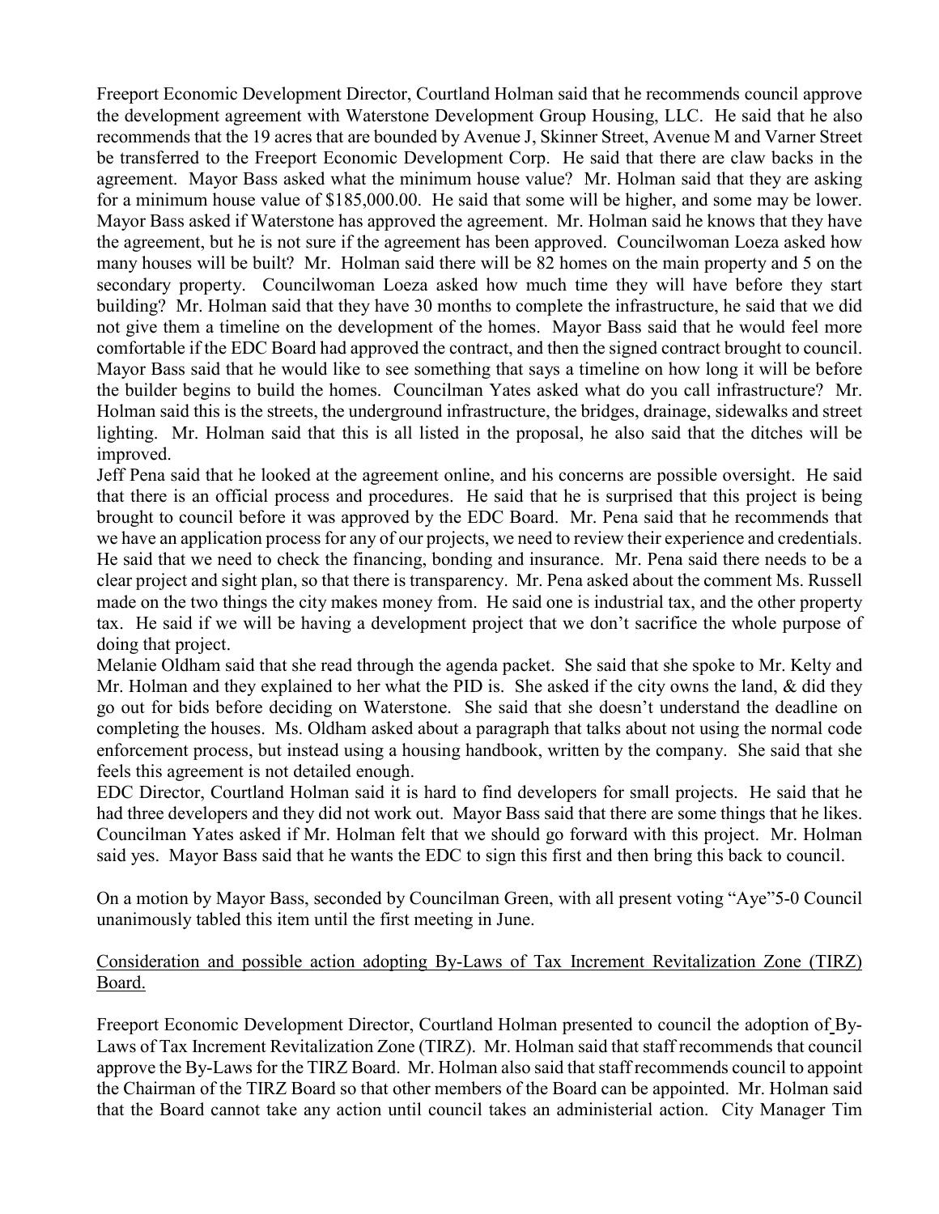Freeport Economic Development Director, Courtland Holman said that he recommends council approve the development agreement with Waterstone Development Group Housing, LLC. He said that he also recommends that the 19 acres that are bounded by Avenue J, Skinner Street, Avenue M and Varner Street be transferred to the Freeport Economic Development Corp. He said that there are claw backs in the agreement. Mayor Bass asked what the minimum house value? Mr. Holman said that they are asking for a minimum house value of $185,000.00. He said that some will be higher, and some may be lower. Mayor Bass asked if Waterstone has approved the agreement. Mr. Holman said he knows that they have the agreement, but he is not sure if the agreement has been approved. Councilwoman Loeza asked how many houses will be built? Mr. Holman said there will be 82 homes on the main property and 5 on the secondary property. Councilwoman Loeza asked how much time they will have before they start building? Mr. Holman said that they have 30 months to complete the infrastructure, he said that we did not give them a timeline on the development of the homes. Mayor Bass said that he would feel more comfortable if the EDC Board had approved the contract, and then the signed contract brought to council. Mayor Bass said that he would like to see something that says a timeline on how long it will be before the builder begins to build the homes. Councilman Yates asked what do you call infrastructure? Mr. Holman said this is the streets, the underground infrastructure, the bridges, drainage, sidewalks and street lighting. Mr. Holman said that this is all listed in the proposal, he also said that the ditches will be improved.

Jeff Pena said that he looked at the agreement online, and his concerns are possible oversight. He said that there is an official process and procedures. He said that he is surprised that this project is being brought to council before it was approved by the EDC Board. Mr. Pena said that he recommends that we have an application process for any of our projects, we need to review their experience and credentials. He said that we need to check the financing, bonding and insurance. Mr. Pena said there needs to be a clear project and sight plan, so that there is transparency. Mr. Pena asked about the comment Ms. Russell made on the two things the city makes money from. He said one is industrial tax, and the other property tax. He said if we will be having a development project that we don't sacrifice the whole purpose of doing that project.

Melanie Oldham said that she read through the agenda packet. She said that she spoke to Mr. Kelty and Mr. Holman and they explained to her what the PID is. She asked if the city owns the land, & did they go out for bids before deciding on Waterstone. She said that she doesn't understand the deadline on completing the houses. Ms. Oldham asked about a paragraph that talks about not using the normal code enforcement process, but instead using a housing handbook, written by the company. She said that she feels this agreement is not detailed enough.

EDC Director, Courtland Holman said it is hard to find developers for small projects. He said that he had three developers and they did not work out. Mayor Bass said that there are some things that he likes. Councilman Yates asked if Mr. Holman felt that we should go forward with this project. Mr. Holman said yes. Mayor Bass said that he wants the EDC to sign this first and then bring this back to council.

On a motion by Mayor Bass, seconded by Councilman Green, with all present voting "Aye"5-0 Council unanimously tabled this item until the first meeting in June.

<u>Consideration and possible action adopting By-Laws of Tax Increment Revitalization Zone (TIRZ) Board.</u>

Freeport Economic Development Director, Courtland Holman presented to council the adoption of By-Laws of Tax Increment Revitalization Zone (TIRZ). Mr. Holman said that staff recommends that council approve the By-Laws for the TIRZ Board. Mr. Holman also said that staff recommends council to appoint the Chairman of the TIRZ Board so that other members of the Board can be appointed. Mr. Holman said that the Board cannot take any action until council takes an administerial action. City Manager Tim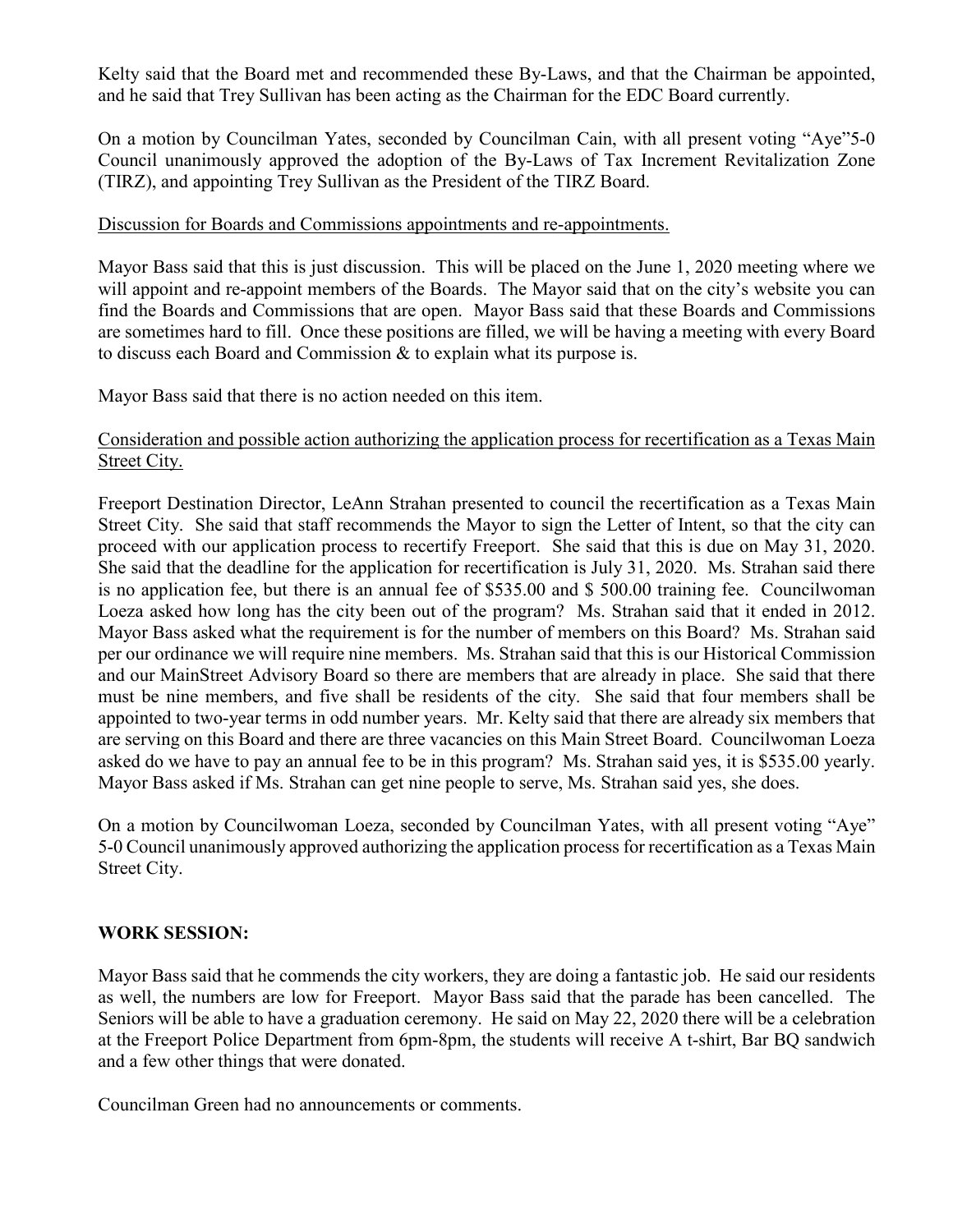Kelty said that the Board met and recommended these By-Laws, and that the Chairman be appointed, and he said that Trey Sullivan has been acting as the Chairman for the EDC Board currently.

On a motion by Councilman Yates, seconded by Councilman Cain, with all present voting "Aye"5-0 Council unanimously approved the adoption of the By-Laws of Tax Increment Revitalization Zone (TIRZ), and appointing Trey Sullivan as the President of the TIRZ Board.

Discussion for Boards and Commissions appointments and re-appointments.

Mayor Bass said that this is just discussion. This will be placed on the June 1, 2020 meeting where we will appoint and re-appoint members of the Boards. The Mayor said that on the city's website you can find the Boards and Commissions that are open. Mayor Bass said that these Boards and Commissions are sometimes hard to fill. Once these positions are filled, we will be having a meeting with every Board to discuss each Board and Commission & to explain what its purpose is.

Mayor Bass said that there is no action needed on this item.

Consideration and possible action authorizing the application process for recertification as a Texas Main Street City.

Freeport Destination Director, LeAnn Strahan presented to council the recertification as a Texas Main Street City. She said that staff recommends the Mayor to sign the Letter of Intent, so that the city can proceed with our application process to recertify Freeport. She said that this is due on May 31, 2020. She said that the deadline for the application for recertification is July 31, 2020. Ms. Strahan said there is no application fee, but there is an annual fee of $535.00 and $ 500.00 training fee. Councilwoman Loeza asked how long has the city been out of the program? Ms. Strahan said that it ended in 2012. Mayor Bass asked what the requirement is for the number of members on this Board? Ms. Strahan said per our ordinance we will require nine members. Ms. Strahan said that this is our Historical Commission and our MainStreet Advisory Board so there are members that are already in place. She said that there must be nine members, and five shall be residents of the city. She said that four members shall be appointed to two-year terms in odd number years. Mr. Kelty said that there are already six members that are serving on this Board and there are three vacancies on this Main Street Board. Councilwoman Loeza asked do we have to pay an annual fee to be in this program? Ms. Strahan said yes, it is $535.00 yearly. Mayor Bass asked if Ms. Strahan can get nine people to serve, Ms. Strahan said yes, she does.

On a motion by Councilwoman Loeza, seconded by Councilman Yates, with all present voting "Aye" 5-0 Council unanimously approved authorizing the application process for recertification as a Texas Main Street City.

**WORK SESSION:**

Mayor Bass said that he commends the city workers, they are doing a fantastic job. He said our residents as well, the numbers are low for Freeport. Mayor Bass said that the parade has been cancelled. The Seniors will be able to have a graduation ceremony. He said on May 22, 2020 there will be a celebration at the Freeport Police Department from 6pm-8pm, the students will receive A t-shirt, Bar BQ sandwich and a few other things that were donated.

Councilman Green had no announcements or comments.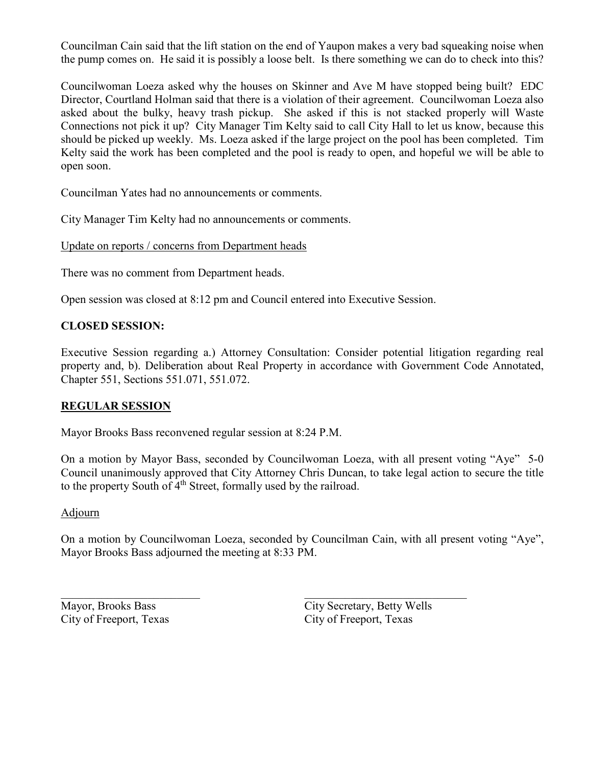Councilman Cain said that the lift station on the end of Yaupon makes a very bad squeaking noise when the pump comes on. He said it is possibly a loose belt. Is there something we can do to check into this?

Councilwoman Loeza asked why the houses on Skinner and Ave M have stopped being built? EDC Director, Courtland Holman said that there is a violation of their agreement. Councilwoman Loeza also asked about the bulky, heavy trash pickup. She asked if this is not stacked properly will Waste Connections not pick it up? City Manager Tim Kelty said to call City Hall to let us know, because this should be picked up weekly. Ms. Loeza asked if the large project on the pool has been completed. Tim Kelty said the work has been completed and the pool is ready to open, and hopeful we will be able to open soon.

Councilman Yates had no announcements or comments.

City Manager Tim Kelty had no announcements or comments.

Update on reports / concerns from Department heads

There was no comment from Department heads.

Open session was closed at 8:12 pm and Council entered into Executive Session.

**CLOSED SESSION:**

Executive Session regarding a.) Attorney Consultation: Consider potential litigation regarding real property and, b). Deliberation about Real Property in accordance with Government Code Annotated, Chapter 551, Sections 551.071, 551.072.

**REGULAR SESSION**

Mayor Brooks Bass reconvened regular session at 8:24 P.M.

On a motion by Mayor Bass, seconded by Councilwoman Loeza, with all present voting "Aye" 5-0 Council unanimously approved that City Attorney Chris Duncan, to take legal action to secure the title to the property South of 4th Street, formally used by the railroad.

Adjourn

On a motion by Councilwoman Loeza, seconded by Councilman Cain, with all present voting "Aye", Mayor Brooks Bass adjourned the meeting at 8:33 PM.

\_\_\_\_\_\_\_\_\_\_\_\_\_\_\_\_\_\_\_\_\_\_\_\_
Mayor, Brooks Bass
City of Freeport, Texas

\_\_\_\_\_\_\_\_\_\_\_\_\_\_\_\_\_\_\_\_\_\_\_\_
City Secretary, Betty Wells
City of Freeport, Texas